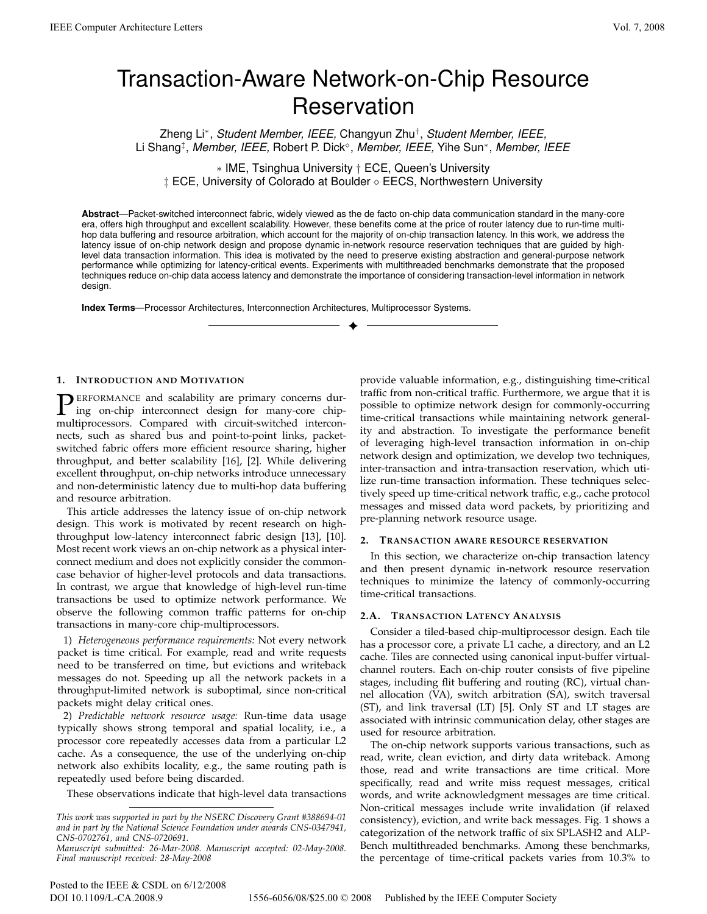# Transaction-Aware Network-on-Chip Resource Reservation

Zheng Li*, *Student Member, IEEE,* Changyun Zhu†, *Student Member, IEEE,* Li Shang‡, *Member, IEEE,* Robert P. Dick◇, *Member, IEEE,* Yihe Sun*, *Member, IEEE*

* IME, Tsinghua University † ECE, Queen's University
‡ ECE, University of Colorado at Boulder ◇ EECS, Northwestern University

**Abstract**—Packet-switched interconnect fabric, widely viewed as the de facto on-chip data communication standard in the many-core era, offers high throughput and excellent scalability. However, these benefits come at the price of router latency due to run-time multi-hop data buffering and resource arbitration, which account for the majority of on-chip transaction latency. In this work, we address the latency issue of on-chip network design and propose dynamic in-network resource reservation techniques that are guided by high-level data transaction information. This idea is motivated by the need to preserve existing abstraction and general-purpose network performance while optimizing for latency-critical events. Experiments with multithreaded benchmarks demonstrate that the proposed techniques reduce on-chip data access latency and demonstrate the importance of considering transaction-level information in network design.

**Index Terms**—Processor Architectures, Interconnection Architectures, Multiprocessor Systems.

## 1. Introduction and Motivation

Performance and scalability are primary concerns during on-chip interconnect design for many-core chip-multiprocessors. Compared with circuit-switched interconnects, such as shared bus and point-to-point links, packet-switched fabric offers more efficient resource sharing, higher throughput, and better scalability [16], [2]. While delivering excellent throughput, on-chip networks introduce unnecessary and non-deterministic latency due to multi-hop data buffering and resource arbitration.

This article addresses the latency issue of on-chip network design. This work is motivated by recent research on high-throughput low-latency interconnect fabric design [13], [10]. Most recent work views an on-chip network as a physical interconnect medium and does not explicitly consider the common-case behavior of higher-level protocols and data transactions. In contrast, we argue that knowledge of high-level run-time transactions be used to optimize network performance. We observe the following common traffic patterns for on-chip transactions in many-core chip-multiprocessors.

1) *Heterogeneous performance requirements:* Not every network packet is time critical. For example, read and write requests need to be transferred on time, but evictions and writeback messages do not. Speeding up all the network packets in a throughput-limited network is suboptimal, since non-critical packets might delay critical ones.

2) *Predictable network resource usage:* Run-time data usage typically shows strong temporal and spatial locality, i.e., a processor core repeatedly accesses data from a particular L2 cache. As a consequence, the use of the underlying on-chip network also exhibits locality, e.g., the same routing path is repeatedly used before being discarded.

These observations indicate that high-level data transactions provide valuable information, e.g., distinguishing time-critical traffic from non-critical traffic. Furthermore, we argue that it is possible to optimize network design for commonly-occurring time-critical transactions while maintaining network generality and abstraction. To investigate the performance benefit of leveraging high-level transaction information in on-chip network design and optimization, we develop two techniques, inter-transaction and intra-transaction reservation, which utilize run-time transaction information. These techniques selectively speed up time-critical network traffic, e.g., cache protocol messages and missed data word packets, by prioritizing and pre-planning network resource usage.

## 2. Transaction aware resource reservation

In this section, we characterize on-chip transaction latency and then present dynamic in-network resource reservation techniques to minimize the latency of commonly-occurring time-critical transactions.

### 2.A. Transaction Latency Analysis

Consider a tiled-based chip-multiprocessor design. Each tile has a processor core, a private L1 cache, a directory, and an L2 cache. Tiles are connected using canonical input-buffer virtual-channel routers. Each on-chip router consists of five pipeline stages, including flit buffering and routing (RC), virtual channel allocation (VA), switch arbitration (SA), switch traversal (ST), and link traversal (LT) [5]. Only ST and LT stages are associated with intrinsic communication delay, other stages are used for resource arbitration.

The on-chip network supports various transactions, such as read, write, clean eviction, and dirty data writeback. Among those, read and write transactions are time critical. More specifically, read and write miss request messages, critical words, and write acknowledgment messages are time critical. Non-critical messages include write invalidation (if relaxed consistency), eviction, and write back messages. Fig. 1 shows a categorization of the network traffic of six SPLASH2 and ALP-Bench multithreaded benchmarks. Among these benchmarks, the percentage of time-critical packets varies from 10.3% to

---

*This work was supported in part by the NSERC Discovery Grant #388694-01 and in part by the National Science Foundation under awards CNS-0347941, CNS-0702761, and CNS-0720691.*
*Manuscript submitted: 26-Mar-2008. Manuscript accepted: 02-May-2008. Final manuscript received: 28-May-2008*

Posted to the IEEE & CSDL on 6/12/2008
DOI 10.1109/L-CA.2008.9 1556-6056/08/$25.00 © 2008 Published by the IEEE Computer Society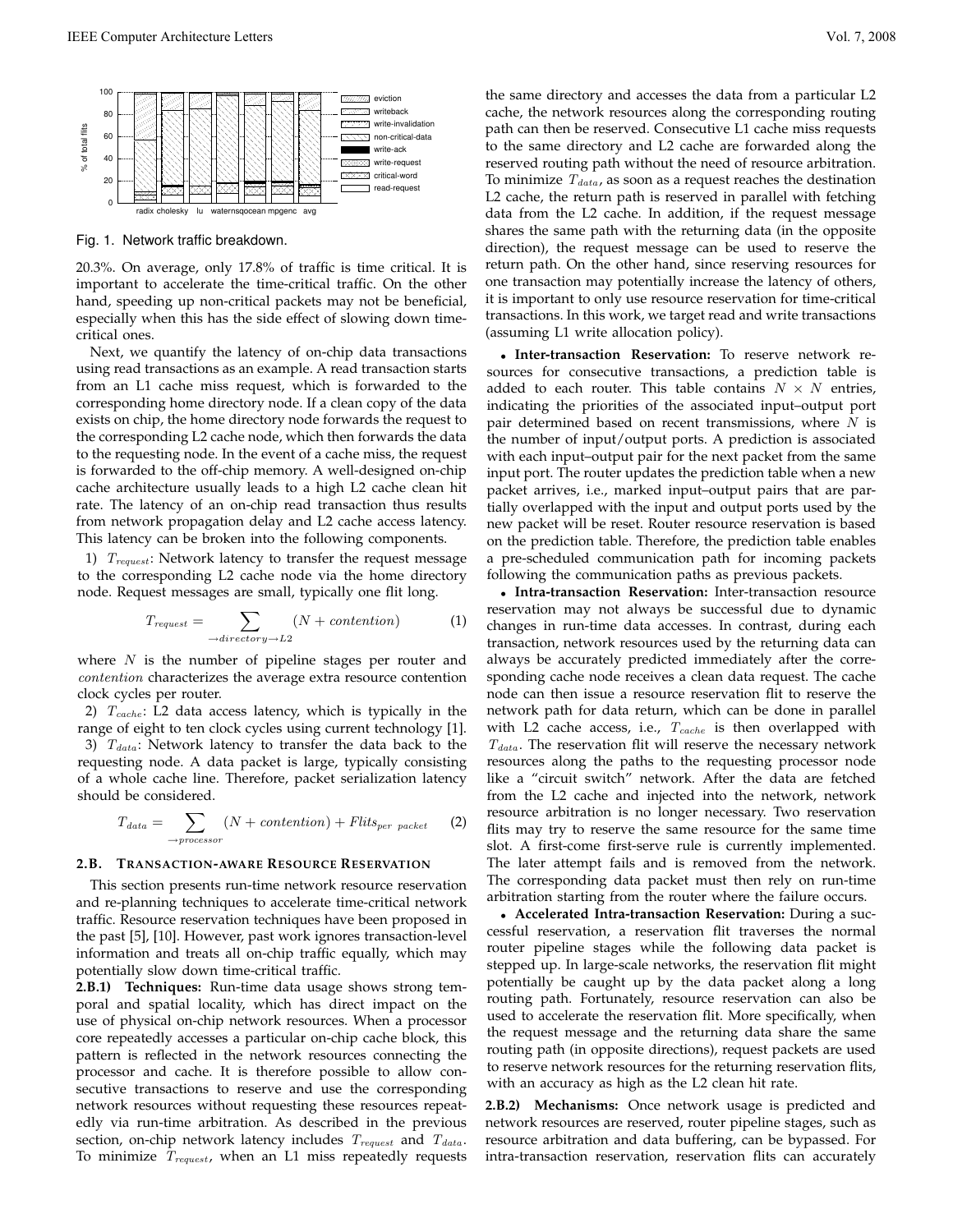Fig. 1. Network traffic breakdown.

20.3%. On average, only 17.8% of traffic is time critical. It is important to accelerate the time-critical traffic. On the other hand, speeding up non-critical packets may not be beneficial, especially when this has the side effect of slowing down time-critical ones.

Next, we quantify the latency of on-chip data transactions using read transactions as an example. A read transaction starts from an L1 cache miss request, which is forwarded to the corresponding home directory node. If a clean copy of the data exists on chip, the home directory node forwards the request to the corresponding L2 cache node, which then forwards the data to the requesting node. In the event of a cache miss, the request is forwarded to the off-chip memory. A well-designed on-chip cache architecture usually leads to a high L2 cache clean hit rate. The latency of an on-chip read transaction thus results from network propagation delay and L2 cache access latency. This latency can be broken into the following components.

1) $T_{request}$: Network latency to transfer the request message to the corresponding L2 cache node via the home directory node. Request messages are small, typically one flit long.

$$T_{request} = \sum_{\rightarrow directory \rightarrow L2} (N + contention) \quad (1)$$

where $N$ is the number of pipeline stages per router and $contention$ characterizes the average extra resource contention clock cycles per router.

2) $T_{cache}$: L2 data access latency, which is typically in the range of eight to ten clock cycles using current technology [1].

3) $T_{data}$: Network latency to transfer the data back to the requesting node. A data packet is large, typically consisting of a whole cache line. Therefore, packet serialization latency should be considered.

$$T_{data} = \sum_{\rightarrow processor} (N + contention) + Flits_{per\ packet} \quad (2)$$

### 2.B. Transaction-aware Resource Reservation

This section presents run-time network resource reservation and re-planning techniques to accelerate time-critical network traffic. Resource reservation techniques have been proposed in the past [5], [10]. However, past work ignores transaction-level information and treats all on-chip traffic equally, which may potentially slow down time-critical traffic.

**2.B.1) Techniques:** Run-time data usage shows strong temporal and spatial locality, which has direct impact on the use of physical on-chip network resources. When a processor core repeatedly accesses a particular on-chip cache block, this pattern is reflected in the network resources connecting the processor and cache. It is therefore possible to allow consecutive transactions to reserve and use the corresponding network resources without requesting these resources repeatedly via run-time arbitration. As described in the previous section, on-chip network latency includes $T_{request}$ and $T_{data}$. To minimize $T_{request}$, when an L1 miss repeatedly requests the same directory and accesses the data from a particular L2 cache, the network resources along the corresponding routing path can then be reserved. Consecutive L1 cache miss requests to the same directory and L2 cache are forwarded along the reserved routing path without the need of resource arbitration. To minimize $T_{data}$, as soon as a request reaches the destination L2 cache, the return path is reserved in parallel with fetching data from the L2 cache. In addition, if the request message shares the same path with the returning data (in the opposite direction), the request message can be used to reserve the return path. On the other hand, since reserving resources for one transaction may potentially increase the latency of others, it is important to only use resource reservation for time-critical transactions. In this work, we target read and write transactions (assuming L1 write allocation policy).

- **Inter-transaction Reservation:** To reserve network resources for consecutive transactions, a prediction table is added to each router. This table contains $N \times N$ entries, indicating the priorities of the associated input–output port pair determined based on recent transmissions, where $N$ is the number of input/output ports. A prediction is associated with each input–output pair for the next packet from the same input port. The router updates the prediction table when a new packet arrives, i.e., marked input–output pairs that are partially overlapped with the input and output ports used by the new packet will be reset. Router resource reservation is based on the prediction table. Therefore, the prediction table enables a pre-scheduled communication path for incoming packets following the communication paths as previous packets.
- **Intra-transaction Reservation:** Inter-transaction resource reservation may not always be successful due to dynamic changes in run-time data accesses. In contrast, during each transaction, network resources used by the returning data can always be accurately predicted immediately after the corresponding cache node receives a clean data request. The cache node can then issue a resource reservation flit to reserve the network path for data return, which can be done in parallel with L2 cache access, i.e., $T_{cache}$ is then overlapped with $T_{data}$. The reservation flit will reserve the necessary network resources along the paths to the requesting processor node like a "circuit switch" network. After the data are fetched from the L2 cache and injected into the network, network resource arbitration is no longer necessary. Two reservation flits may try to reserve the same resource for the same time slot. A first-come first-serve rule is currently implemented. The later attempt fails and is removed from the network. The corresponding data packet must then rely on run-time arbitration starting from the router where the failure occurs.
- **Accelerated Intra-transaction Reservation:** During a successful reservation, a reservation flit traverses the normal router pipeline stages while the following data packet is stepped up. In large-scale networks, the reservation flit might potentially be caught up by the data packet along a long routing path. Fortunately, resource reservation can also be used to accelerate the reservation flit. More specifically, when the request message and the returning data share the same routing path (in opposite directions), request packets are used to reserve network resources for the returning reservation flits, with an accuracy as high as the L2 clean hit rate.

**2.B.2) Mechanisms:** Once network usage is predicted and network resources are reserved, router pipeline stages, such as resource arbitration and data buffering, can be bypassed. For intra-transaction reservation, reservation flits can accurately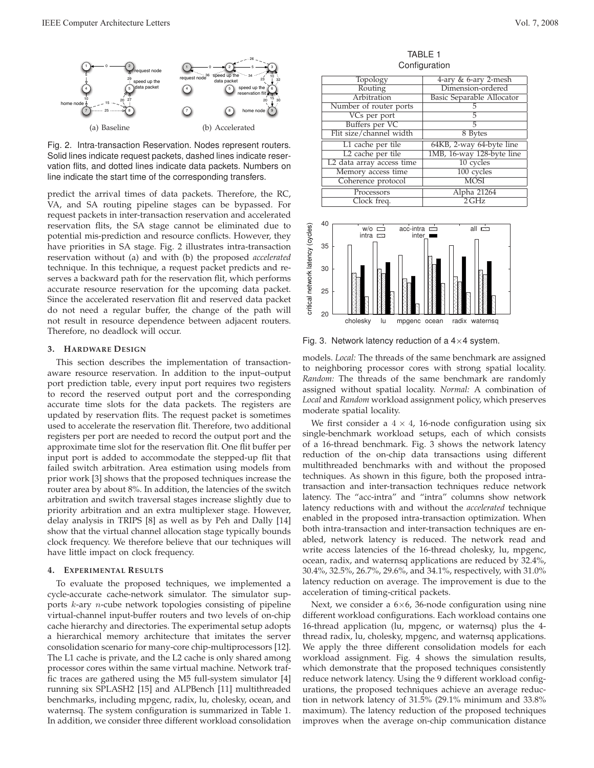Fig. 2. Intra-transaction Reservation. Nodes represent routers. Solid lines indicate request packets, dashed lines indicate reservation flits, and dotted lines indicate data packets. Numbers on line indicate the start time of the corresponding transfers.

predict the arrival times of data packets. Therefore, the RC, VA, and SA routing pipeline stages can be bypassed. For request packets in inter-transaction reservation and accelerated reservation flits, the SA stage cannot be eliminated due to potential mis-prediction and resource conflicts. However, they have priorities in SA stage. Fig. 2 illustrates intra-transaction reservation without (a) and with (b) the proposed *accelerated* technique. In this technique, a request packet predicts and reserves a backward path for the reservation flit, which performs accurate resource reservation for the upcoming data packet. Since the accelerated reservation flit and reserved data packet do not need a regular buffer, the change of the path will not result in resource dependence between adjacent routers. Therefore, no deadlock will occur.

## 3. Hardware Design

This section describes the implementation of transaction-aware resource reservation. In addition to the input–output port prediction table, every input port requires two registers to record the reserved output port and the corresponding accurate time slots for the data packets. The registers are updated by reservation flits. The request packet is sometimes used to accelerate the reservation flit. Therefore, two additional registers per port are needed to record the output port and the approximate time slot for the reservation flit. One flit buffer per input port is added to accommodate the stepped-up flit that failed switch arbitration. Area estimation using models from prior work [3] shows that the proposed techniques increase the router area by about 8%. In addition, the latencies of the switch arbitration and switch traversal stages increase slightly due to priority arbitration and an extra multiplexer stage. However, delay analysis in TRIPS [8] as well as by Peh and Dally [14] show that the virtual channel allocation stage typically bounds clock frequency. We therefore believe that our techniques will have little impact on clock frequency.

## 4. Experimental Results

To evaluate the proposed techniques, we implemented a cycle-accurate cache-network simulator. The simulator supports $k$-ary $n$-cube network topologies consisting of pipeline virtual-channel input-buffer routers and two levels of on-chip cache hierarchy and directories. The experimental setup adopts a hierarchical memory architecture that imitates the server consolidation scenario for many-core chip-multiprocessors [12]. The L1 cache is private, and the L2 cache is only shared among processor cores within the same virtual machine. Network traffic traces are gathered using the M5 full-system simulator [4] running six SPLASH2 [15] and ALPBench [11] multithreaded benchmarks, including mpgenc, radix, lu, cholesky, ocean, and watersq. The system configuration is summarized in Table 1. In addition, we consider three different workload consolidation models. *Local:* The threads of the same benchmark are assigned to neighboring processor cores with strong spatial locality. *Random:* The threads of the same benchmark are randomly assigned without spatial locality. *Normal:* A combination of *Local* and *Random* workload assignment policy, which preserves moderate spatial locality.

TABLE 1
Configuration

| | |
|---|---|
| Topology | 4-ary & 6-ary 2-mesh |
| Routing | Dimension-ordered |
| Arbitration | Basic Separable Allocator |
| Number of router ports | 5 |
| VCs per port | 5 |
| Buffers per VC | 5 |
| Flit size/channel width | 8 Bytes |
| L1 cache per tile | 64KB, 2-way 64-byte line |
| L2 cache per tile | 1MB, 16-way 128-byte line |
| L2 data array access time | 10 cycles |
| Memory access time | 100 cycles |
| Coherence protocol | MOSI |
| Processors | Alpha 21264 |
| Clock freq. | 2 GHz |

Fig. 3. Network latency reduction of a 4×4 system.

We first consider a $4 \times 4$, 16-node configuration using six single-benchmark workload setups, each of which consists of a 16-thread benchmark. Fig. 3 shows the network latency reduction of the on-chip data transactions using different multithreaded benchmarks with and without the proposed techniques. As shown in this figure, both the proposed intra-transaction and inter-transaction techniques reduce network latency. The "acc-intra" and "intra" columns show network latency reductions with and without the *accelerated* technique enabled in the proposed intra-transaction optimization. When both intra-transaction and inter-transaction techniques are enabled, network latency is reduced. The network read and write access latencies of the 16-thread cholesky, lu, mpgenc, ocean, radix, and watersq applications are reduced by 32.4%, 30.4%, 32.5%, 26.7%, 29.6%, and 34.1%, respectively, with 31.0% latency reduction on average. The improvement is due to the acceleration of timing-critical packets.

Next, we consider a 6×6, 36-node configuration using nine different workload configurations. Each workload contains one 16-thread application (lu, mpgenc, or watersq) plus the 4-thread radix, lu, cholesky, mpgenc, and watersq applications. We apply the three different consolidation models for each workload assignment. Fig. 4 shows the simulation results, which demonstrate that the proposed techniques consistently reduce network latency. Using the 9 different workload configurations, the proposed techniques achieve an average reduction in network latency of 31.5% (29.1% minimum and 33.8% maximum). The latency reduction of the proposed techniques improves when the average on-chip communication distance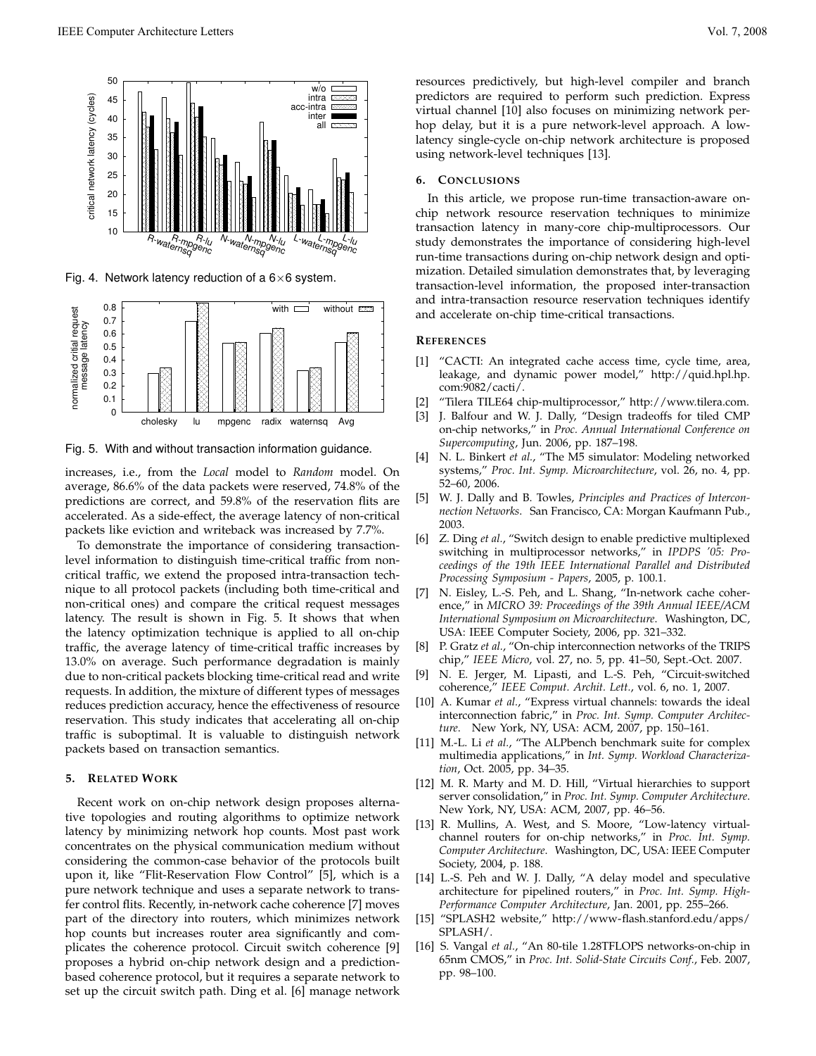critical network latency (cycles)

50
45
40
35
30
25
20
15
10

w/o
intra
acc-intra
inter
all

R-waternsq R-mpgenc R-lu N-waternsq N-mpgenc N-lu L-waternsq L-mpgenc L-lu

Fig. 4. Network latency reduction of a 6×6 system.

normalized critial request message latency

0.8
0.7
0.6
0.5
0.4
0.3
0.2
0.1
0

with
without

cholesky lu mpgenc radix waternsq Avg

Fig. 5. With and without transaction information guidance.

increases, i.e., from the *Local* model to *Random* model. On average, 86.6% of the data packets were reserved, 74.8% of the predictions are correct, and 59.8% of the reservation flits are accelerated. As a side-effect, the average latency of non-critical packets like eviction and writeback was increased by 7.7%.

To demonstrate the importance of considering transaction-level information to distinguish time-critical traffic from non-critical traffic, we extend the proposed intra-transaction technique to all protocol packets (including both time-critical and non-critical ones) and compare the critical request messages latency. The result is shown in Fig. 5. It shows that when the latency optimization technique is applied to all on-chip traffic, the average latency of time-critical traffic increases by 13.0% on average. Such performance degradation is mainly due to non-critical packets blocking time-critical read and write requests. In addition, the mixture of different types of messages reduces prediction accuracy, hence the effectiveness of resource reservation. This study indicates that accelerating all on-chip traffic is suboptimal. It is valuable to distinguish network packets based on transaction semantics.

## 5. Related Work

Recent work on on-chip network design proposes alternative topologies and routing algorithms to optimize network latency by minimizing network hop counts. Most past work concentrates on the physical communication medium without considering the common-case behavior of the protocols built upon it, like "Flit-Reservation Flow Control" [5], which is a pure network technique and uses a separate network to transfer control flits. Recently, in-network cache coherence [7] moves part of the directory into routers, which minimizes network hop counts but increases router area significantly and complicates the coherence protocol. Circuit switch coherence [9] proposes a hybrid on-chip network design and a prediction-based coherence protocol, but it requires a separate network to set up the circuit switch path. Ding et al. [6] manage network resources predictively, but high-level compiler and branch predictors are required to perform such prediction. Express virtual channel [10] also focuses on minimizing network per-hop delay, but it is a pure network-level approach. A low-latency single-cycle on-chip network architecture is proposed using network-level techniques [13].

## 6. Conclusions

In this article, we propose run-time transaction-aware on-chip network resource reservation techniques to minimize transaction latency in many-core chip-multiprocessors. Our study demonstrates the importance of considering high-level run-time transactions during on-chip network design and optimization. Detailed simulation demonstrates that, by leveraging transaction-level information, the proposed inter-transaction and intra-transaction resource reservation techniques identify and accelerate on-chip time-critical transactions.

## References

[1] "CACTI: An integrated cache access time, cycle time, area, leakage, and dynamic power model," http://quid.hpl.hp.com:9082/cacti/.

[2] "Tilera TILE64 chip-multiprocessor," http://www.tilera.com.

[3] J. Balfour and W. J. Dally, "Design tradeoffs for tiled CMP on-chip networks," in *Proc. Annual International Conference on Supercomputing*, Jun. 2006, pp. 187–198.

[4] N. L. Binkert *et al.*, "The M5 simulator: Modeling networked systems," *Proc. Int. Symp. Microarchitecture*, vol. 26, no. 4, pp. 52–60, 2006.

[5] W. J. Dally and B. Towles, *Principles and Practices of Interconnection Networks*. San Francisco, CA: Morgan Kaufmann Pub., 2003.

[6] Z. Ding *et al.*, "Switch design to enable predictive multiplexed switching in multiprocessor networks," in *IPDPS '05: Proceedings of the 19th IEEE International Parallel and Distributed Processing Symposium - Papers*, 2005, p. 100.1.

[7] N. Eisley, L.-S. Peh, and L. Shang, "In-network cache coherence," in *MICRO 39: Proceedings of the 39th Annual IEEE/ACM International Symposium on Microarchitecture*. Washington, DC, USA: IEEE Computer Society, 2006, pp. 321–332.

[8] P. Gratz *et al.*, "On-chip interconnection networks of the TRIPS chip," *IEEE Micro*, vol. 27, no. 5, pp. 41–50, Sept.-Oct. 2007.

[9] N. E. Jerger, M. Lipasti, and L.-S. Peh, "Circuit-switched coherence," *IEEE Comput. Archit. Lett.*, vol. 6, no. 1, 2007.

[10] A. Kumar *et al.*, "Express virtual channels: towards the ideal interconnection fabric," in *Proc. Int. Symp. Computer Architecture*. New York, NY, USA: ACM, 2007, pp. 150–161.

[11] M.-L. Li *et al.*, "The ALPbench benchmark suite for complex multimedia applications," in *Int. Symp. Workload Characterization*, Oct. 2005, pp. 34–35.

[12] M. R. Marty and M. D. Hill, "Virtual hierarchies to support server consolidation," in *Proc. Int. Symp. Computer Architecture*. New York, NY, USA: ACM, 2007, pp. 46–56.

[13] R. Mullins, A. West, and S. Moore, "Low-latency virtual-channel routers for on-chip networks," in *Proc. Int. Symp. Computer Architecture*. Washington, DC, USA: IEEE Computer Society, 2004, p. 188.

[14] L.-S. Peh and W. J. Dally, "A delay model and speculative architecture for pipelined routers," in *Proc. Int. Symp. High-Performance Computer Architecture*, Jan. 2001, pp. 255–266.

[15] "SPLASH2 website," http://www-flash.stanford.edu/apps/SPLASH/.

[16] S. Vangal *et al.*, "An 80-tile 1.28TFLOPS networks-on-chip in 65nm CMOS," in *Proc. Int. Solid-State Circuits Conf.*, Feb. 2007, pp. 98–100.